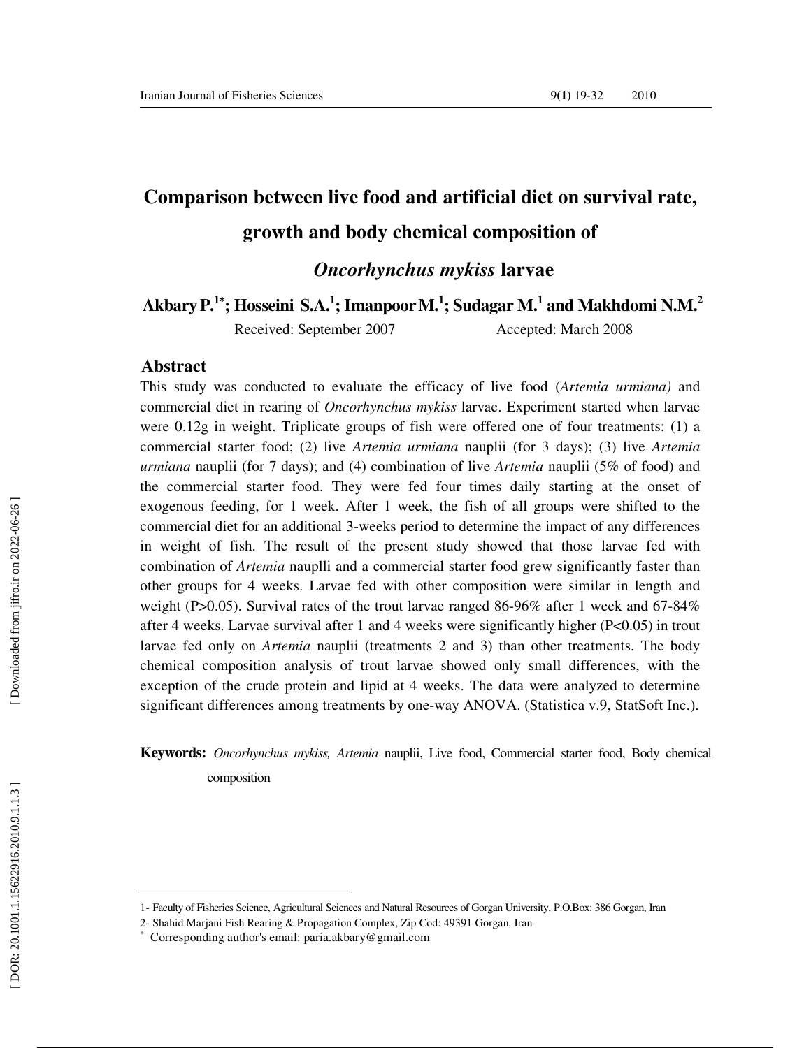# Comparison between live food and artificial diet on survival rate, growth and body chemical composition of *Oncorhynchus mykiss* larvae

**Akbary P.[1*]; Hosseini S.A.[1]; Imanpoor M.[1]; Sudagar M.[1] and Makhdomi N.M.[2]**

Received: September 2007 Accepted: March 2008

## Abstract

This study was conducted to evaluate the efficacy of live food (*Artemia urmiana)* and commercial diet in rearing of *Oncorhynchus mykiss* larvae. Experiment started when larvae were 0.12g in weight. Triplicate groups of fish were offered one of four treatments: (1) a commercial starter food; (2) live *Artemia urmiana* nauplii (for 3 days); (3) live *Artemia urmiana* nauplii (for 7 days); and (4) combination of live *Artemia* nauplii (5% of food) and the commercial starter food. They were fed four times daily starting at the onset of exogenous feeding, for 1 week. After 1 week, the fish of all groups were shifted to the commercial diet for an additional 3-weeks period to determine the impact of any differences in weight of fish. The result of the present study showed that those larvae fed with combination of *Artemia* nauplli and a commercial starter food grew significantly faster than other groups for 4 weeks. Larvae fed with other composition were similar in length and weight ($P>0.05$). Survival rates of the trout larvae ranged 86-96% after 1 week and 67-84% after 4 weeks. Larvae survival after 1 and 4 weeks were significantly higher ($P<0.05$) in trout larvae fed only on *Artemia* nauplii (treatments 2 and 3) than other treatments. The body chemical composition analysis of trout larvae showed only small differences, with the exception of the crude protein and lipid at 4 weeks. The data were analyzed to determine significant differences among treatments by one-way ANOVA. (Statistica v.9, StatSoft Inc.).

**Keywords:** *Oncorhynchus mykiss, Artemia* nauplii, Live food, Commercial starter food, Body chemical composition

---

1- Faculty of Fisheries Science, Agricultural Sciences and Natural Resources of Gorgan University, P.O.Box: 386 Gorgan, Iran

2- Shahid Marjani Fish Rearing & Propagation Complex, Zip Cod: 49391 Gorgan, Iran

\* Corresponding author's email: paria.akbary@gmail.com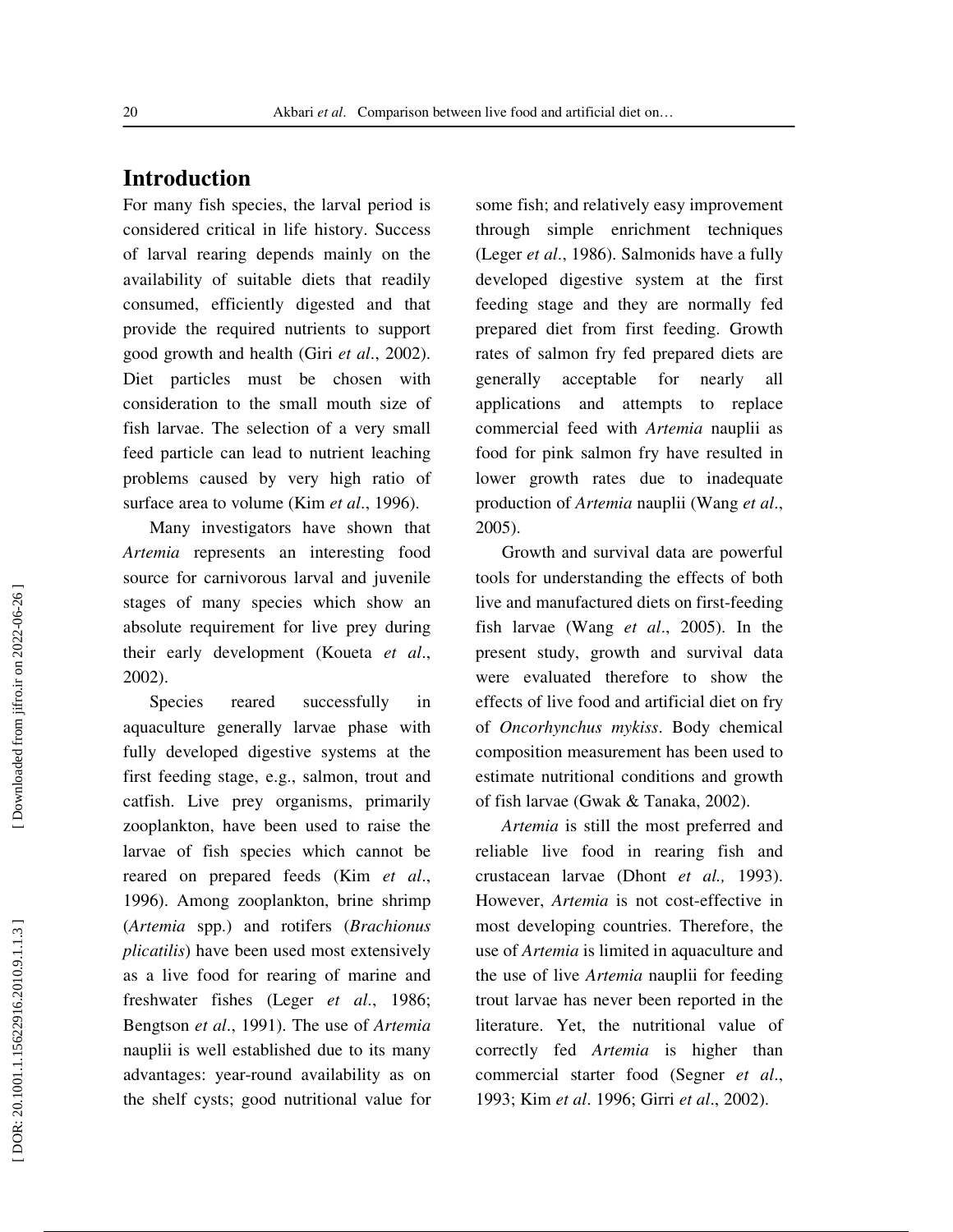## Introduction

For many fish species, the larval period is considered critical in life history. Success of larval rearing depends mainly on the availability of suitable diets that readily consumed, efficiently digested and that provide the required nutrients to support good growth and health (Giri *et al*., 2002). Diet particles must be chosen with consideration to the small mouth size of fish larvae. The selection of a very small feed particle can lead to nutrient leaching problems caused by very high ratio of surface area to volume (Kim *et al*., 1996).

Many investigators have shown that *Artemia* represents an interesting food source for carnivorous larval and juvenile stages of many species which show an absolute requirement for live prey during their early development (Koueta *et al*., 2002).

Species reared successfully in aquaculture generally larvae phase with fully developed digestive systems at the first feeding stage, e.g., salmon, trout and catfish. Live prey organisms, primarily zooplankton, have been used to raise the larvae of fish species which cannot be reared on prepared feeds (Kim *et al*., 1996). Among zooplankton, brine shrimp (*Artemia* spp.) and rotifers (*Brachionus plicatilis*) have been used most extensively as a live food for rearing of marine and freshwater fishes (Leger *et al*., 1986; Bengtson *et al*., 1991). The use of *Artemia* nauplii is well established due to its many advantages: year-round availability as on the shelf cysts; good nutritional value for some fish; and relatively easy improvement through simple enrichment techniques (Leger *et al*., 1986). Salmonids have a fully developed digestive system at the first feeding stage and they are normally fed prepared diet from first feeding. Growth rates of salmon fry fed prepared diets are generally acceptable for nearly all applications and attempts to replace commercial feed with *Artemia* nauplii as food for pink salmon fry have resulted in lower growth rates due to inadequate production of *Artemia* nauplii (Wang *et al*., 2005).

Growth and survival data are powerful tools for understanding the effects of both live and manufactured diets on first-feeding fish larvae (Wang *et al*., 2005). In the present study, growth and survival data were evaluated therefore to show the effects of live food and artificial diet on fry of *Oncorhynchus mykiss*. Body chemical composition measurement has been used to estimate nutritional conditions and growth of fish larvae (Gwak & Tanaka, 2002).

*Artemia* is still the most preferred and reliable live food in rearing fish and crustacean larvae (Dhont *et al.,* 1993). However, *Artemia* is not cost-effective in most developing countries. Therefore, the use of *Artemia* is limited in aquaculture and the use of live *Artemia* nauplii for feeding trout larvae has never been reported in the literature. Yet, the nutritional value of correctly fed *Artemia* is higher than commercial starter food (Segner *et al*., 1993; Kim *et al*. 1996; Girri *et al*., 2002).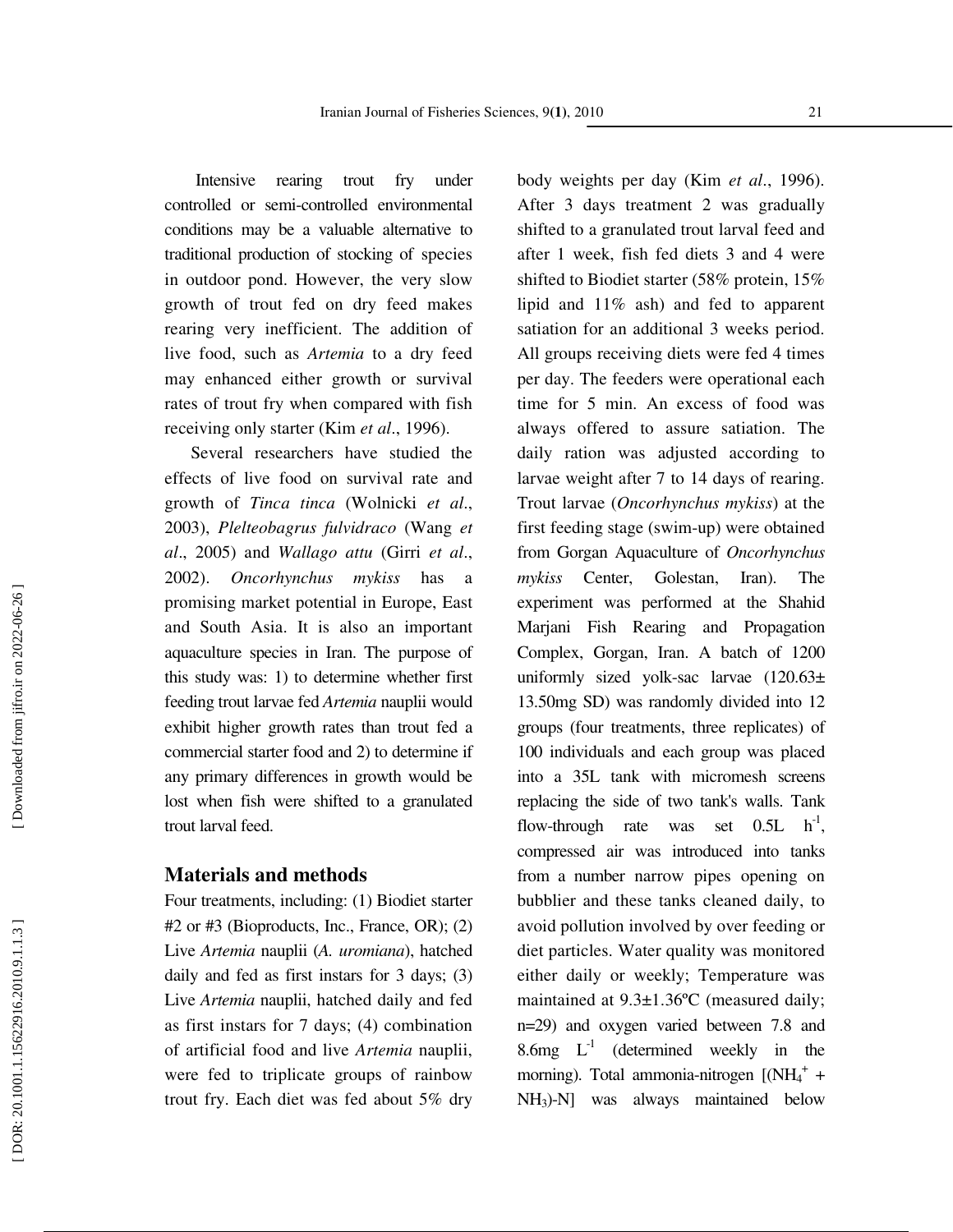Intensive rearing trout fry under controlled or semi-controlled environmental conditions may be a valuable alternative to traditional production of stocking of species in outdoor pond. However, the very slow growth of trout fed on dry feed makes rearing very inefficient. The addition of live food, such as *Artemia* to a dry feed may enhanced either growth or survival rates of trout fry when compared with fish receiving only starter (Kim *et al*., 1996).

Several researchers have studied the effects of live food on survival rate and growth of *Tinca tinca* (Wolnicki *et al*., 2003), *Pleltеobagrus fulvidraco* (Wang *et al*., 2005) and *Wallago attu* (Girri *et al*., 2002). *Oncorhynchus mykiss* has a promising market potential in Europe, East and South Asia. It is also an important aquaculture species in Iran. The purpose of this study was: 1) to determine whether first feeding trout larvae fed *Artemia* nauplii would exhibit higher growth rates than trout fed a commercial starter food and 2) to determine if any primary differences in growth would be lost when fish were shifted to a granulated trout larval feed.

## Materials and methods

Four treatments, including: (1) Biodiet starter #2 or #3 (Bioproducts, Inc., France, OR); (2) Live *Artemia* nauplii (*A. uromiana*), hatched daily and fed as first instars for 3 days; (3) Live *Artemia* nauplii, hatched daily and fed as first instars for 7 days; (4) combination of artificial food and live *Artemia* nauplii, were fed to triplicate groups of rainbow trout fry. Each diet was fed about 5% dry body weights per day (Kim *et al*., 1996). After 3 days treatment 2 was gradually shifted to a granulated trout larval feed and after 1 week, fish fed diets 3 and 4 were shifted to Biodiet starter (58% protein, 15% lipid and 11% ash) and fed to apparent satiation for an additional 3 weeks period. All groups receiving diets were fed 4 times per day. The feeders were operational each time for 5 min. An excess of food was always offered to assure satiation. The daily ration was adjusted according to larvae weight after 7 to 14 days of rearing. Trout larvae (*Oncorhynchus mykiss*) at the first feeding stage (swim-up) were obtained from Gorgan Aquaculture of *Oncorhynchus mykiss* Center, Golestan, Iran). The experiment was performed at the Shahid Marjani Fish Rearing and Propagation Complex, Gorgan, Iran. A batch of 1200 uniformly sized yolk-sac larvae (120.63± 13.50mg SD) was randomly divided into 12 groups (four treatments, three replicates) of 100 individuals and each group was placed into a 35L tank with micromesh screens replacing the side of two tank's walls. Tank flow-through rate was set 0.5L $h^{-1}$, compressed air was introduced into tanks from a number narrow pipes opening on bubblier and these tanks cleaned daily, to avoid pollution involved by over feeding or diet particles. Water quality was monitored either daily or weekly; Temperature was maintained at 9.3±1.36ºC (measured daily; n=29) and oxygen varied between 7.8 and 8.6mg $L^{-1}$ (determined weekly in the morning). Total ammonia-nitrogen [($NH_4^+$ + $NH_3$)-N] was always maintained below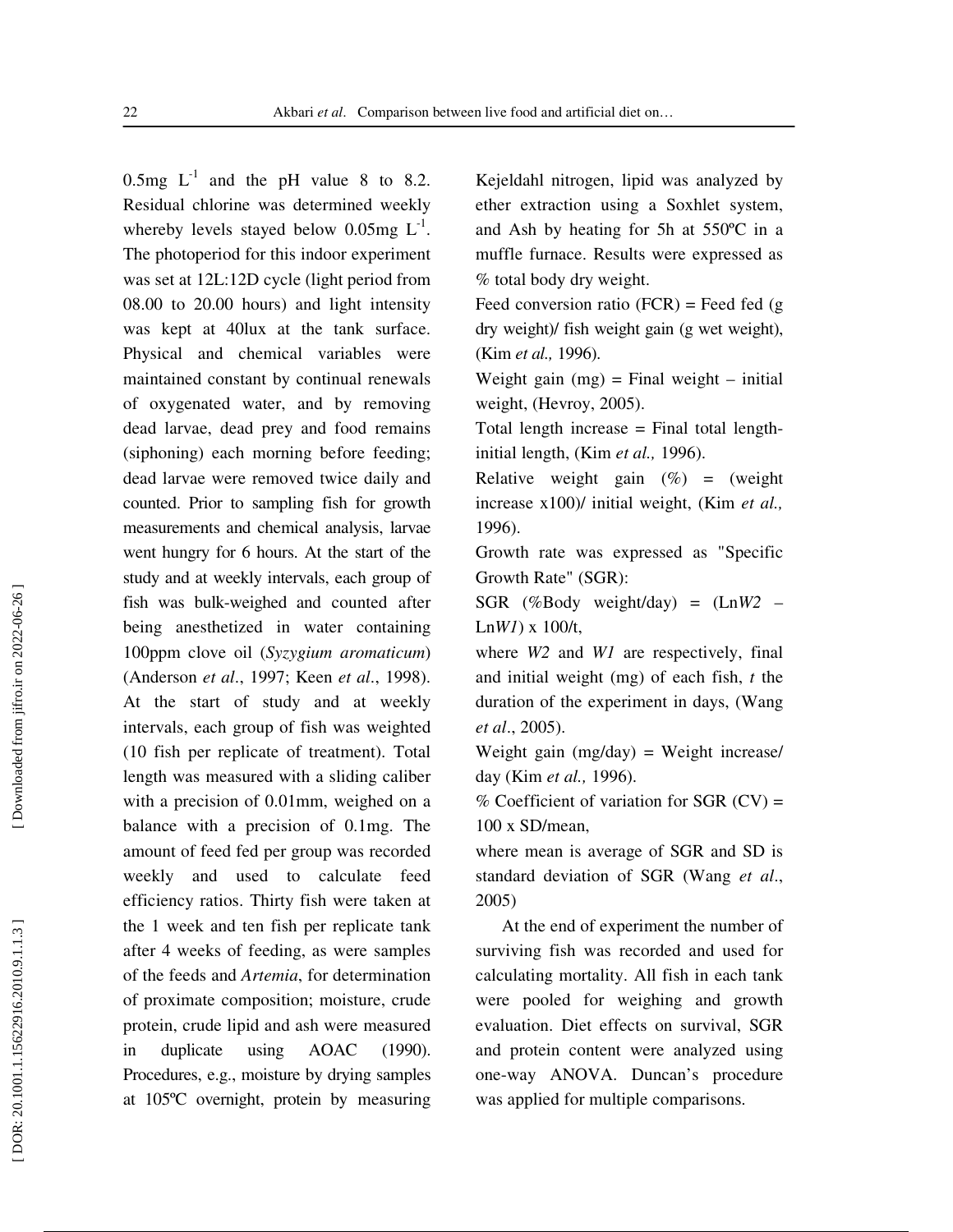0.5mg $L^{-1}$ and the pH value 8 to 8.2. Residual chlorine was determined weekly whereby levels stayed below 0.05mg $L^{-1}$. The photoperiod for this indoor experiment was set at 12L:12D cycle (light period from 08.00 to 20.00 hours) and light intensity was kept at 40lux at the tank surface. Physical and chemical variables were maintained constant by continual renewals of oxygenated water, and by removing dead larvae, dead prey and food remains (siphoning) each morning before feeding; dead larvae were removed twice daily and counted. Prior to sampling fish for growth measurements and chemical analysis, larvae went hungry for 6 hours. At the start of the study and at weekly intervals, each group of fish was bulk-weighed and counted after being anesthetized in water containing 100ppm clove oil (*Syzygium aromaticum*) (Anderson *et al*., 1997; Keen *et al*., 1998). At the start of study and at weekly intervals, each group of fish was weighted (10 fish per replicate of treatment). Total length was measured with a sliding caliber with a precision of 0.01mm, weighed on a balance with a precision of 0.1mg. The amount of feed fed per group was recorded weekly and used to calculate feed efficiency ratios. Thirty fish were taken at the 1 week and ten fish per replicate tank after 4 weeks of feeding, as were samples of the feeds and *Artemia*, for determination of proximate composition; moisture, crude protein, crude lipid and ash were measured in duplicate using AOAC (1990). Procedures, e.g., moisture by drying samples at 105ºC overnight, protein by measuring Kejeldahl nitrogen, lipid was analyzed by ether extraction using a Soxhlet system, and Ash by heating for 5h at 550ºC in a muffle furnace. Results were expressed as % total body dry weight.

Feed conversion ratio (FCR) = Feed fed (g dry weight)/ fish weight gain (g wet weight), (Kim *et al.,* 1996).

Weight gain (mg) = Final weight – initial weight, (Hevroy, 2005).

Total length increase = Final total length- initial length, (Kim *et al.,* 1996).

Relative weight gain (%) = (weight increase x100)/ initial weight, (Kim *et al.,* 1996).

Growth rate was expressed as "Specific Growth Rate" (SGR):

SGR (%Body weight/day) = $(\mathrm{Ln}W2 - \mathrm{Ln}W1) \times 100/t$,

where *W2* and *W1* are respectively, final and initial weight (mg) of each fish, *t* the duration of the experiment in days, (Wang *et al*., 2005).

Weight gain (mg/day) = Weight increase/ day (Kim *et al.,* 1996).

% Coefficient of variation for SGR (CV) = 100 x SD/mean,

where mean is average of SGR and SD is standard deviation of SGR (Wang *et al*., 2005)

At the end of experiment the number of surviving fish was recorded and used for calculating mortality. All fish in each tank were pooled for weighing and growth evaluation. Diet effects on survival, SGR and protein content were analyzed using one-way ANOVA. Duncan's procedure was applied for multiple comparisons.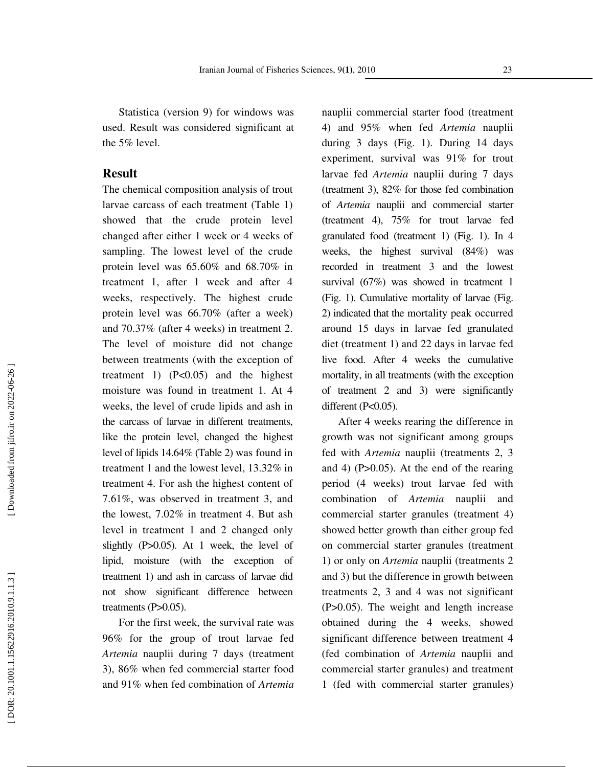Statistica (version 9) for windows was used. Result was considered significant at the 5% level.

## Result

The chemical composition analysis of trout larvae carcass of each treatment (Table 1) showed that the crude protein level changed after either 1 week or 4 weeks of sampling. The lowest level of the crude protein level was 65.60% and 68.70% in treatment 1, after 1 week and after 4 weeks, respectively. The highest crude protein level was 66.70% (after a week) and 70.37% (after 4 weeks) in treatment 2. The level of moisture did not change between treatments (with the exception of treatment 1) ($P<0.05$) and the highest moisture was found in treatment 1. At 4 weeks, the level of crude lipids and ash in the carcass of larvae in different treatments, like the protein level, changed the highest level of lipids 14.64% (Table 2) was found in treatment 1 and the lowest level, 13.32% in treatment 4. For ash the highest content of 7.61%, was observed in treatment 3, and the lowest, 7.02% in treatment 4. But ash level in treatment 1 and 2 changed only slightly ($P>0.05$). At 1 week, the level of lipid, moisture (with the exception of treatment 1) and ash in carcass of larvae did not show significant difference between treatments ($P>0.05$).

For the first week, the survival rate was 96% for the group of trout larvae fed *Artemia* nauplii during 7 days (treatment 3), 86% when fed commercial starter food and 91% when fed combination of *Artemia* nauplii commercial starter food (treatment 4) and 95% when fed *Artemia* nauplii during 3 days (Fig. 1). During 14 days experiment, survival was 91% for trout larvae fed *Artemia* nauplii during 7 days (treatment 3), 82% for those fed combination of *Artemia* nauplii and commercial starter (treatment 4), 75% for trout larvae fed granulated food (treatment 1) (Fig. 1). In 4 weeks, the highest survival (84%) was recorded in treatment 3 and the lowest survival (67%) was showed in treatment 1 (Fig. 1). Cumulative mortality of larvae (Fig. 2) indicated that the mortality peak occurred around 15 days in larvae fed granulated diet (treatment 1) and 22 days in larvae fed live food. After 4 weeks the cumulative mortality, in all treatments (with the exception of treatment 2 and 3) were significantly different ($P<0.05$).

After 4 weeks rearing the difference in growth was not significant among groups fed with *Artemia* nauplii (treatments 2, 3 and 4) ($P>0.05$). At the end of the rearing period (4 weeks) trout larvae fed with combination of *Artemia* nauplii and commercial starter granules (treatment 4) showed better growth than either group fed on commercial starter granules (treatment 1) or only on *Artemia* nauplii (treatments 2 and 3) but the difference in growth between treatments 2, 3 and 4 was not significant ($P>0.05$). The weight and length increase obtained during the 4 weeks, showed significant difference between treatment 4 (fed combination of *Artemia* nauplii and commercial starter granules) and treatment 1 (fed with commercial starter granules)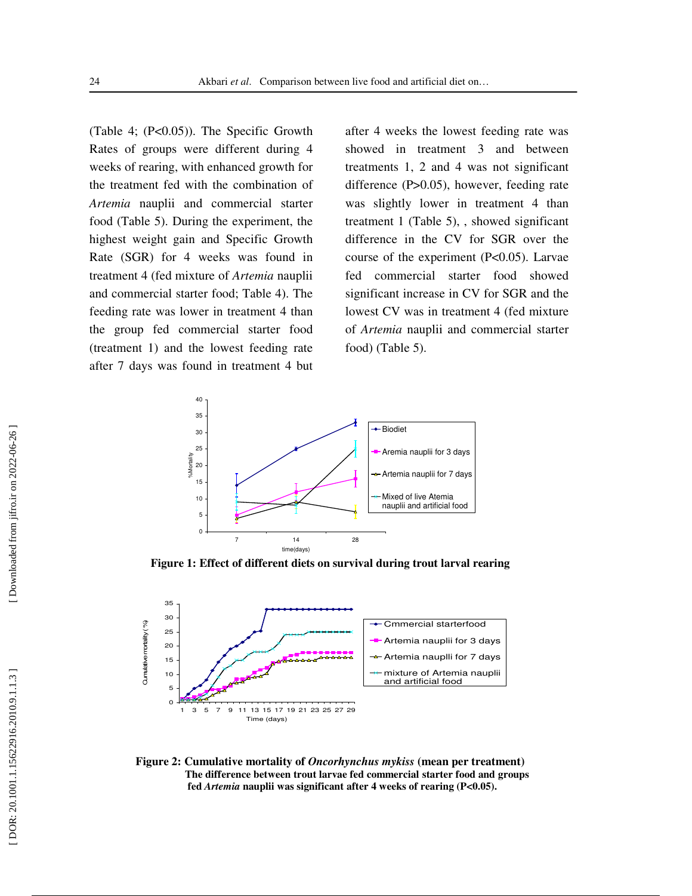(Table 4; (P<0.05)). The Specific Growth Rates of groups were different during 4 weeks of rearing, with enhanced growth for the treatment fed with the combination of *Artemia* nauplii and commercial starter food (Table 5). During the experiment, the highest weight gain and Specific Growth Rate (SGR) for 4 weeks was found in treatment 4 (fed mixture of *Artemia* nauplii and commercial starter food; Table 4). The feeding rate was lower in treatment 4 than the group fed commercial starter food (treatment 1) and the lowest feeding rate after 7 days was found in treatment 4 but after 4 weeks the lowest feeding rate was showed in treatment 3 and between treatments 1, 2 and 4 was not significant difference (P>0.05), however, feeding rate was slightly lower in treatment 4 than treatment 1 (Table 5), , showed significant difference in the CV for SGR over the course of the experiment (P<0.05). Larvae fed commercial starter food showed significant increase in CV for SGR and the lowest CV was in treatment 4 (fed mixture of *Artemia* nauplii and commercial starter food) (Table 5).

**Figure 1: Effect of different diets on survival during trout larval rearing**

**Figure 2: Cumulative mortality of *Oncorhynchus mykiss* (mean per treatment)**
**The difference between trout larvae fed commercial starter food and groups fed *Artemia* nauplii was significant after 4 weeks of rearing (P<0.05).**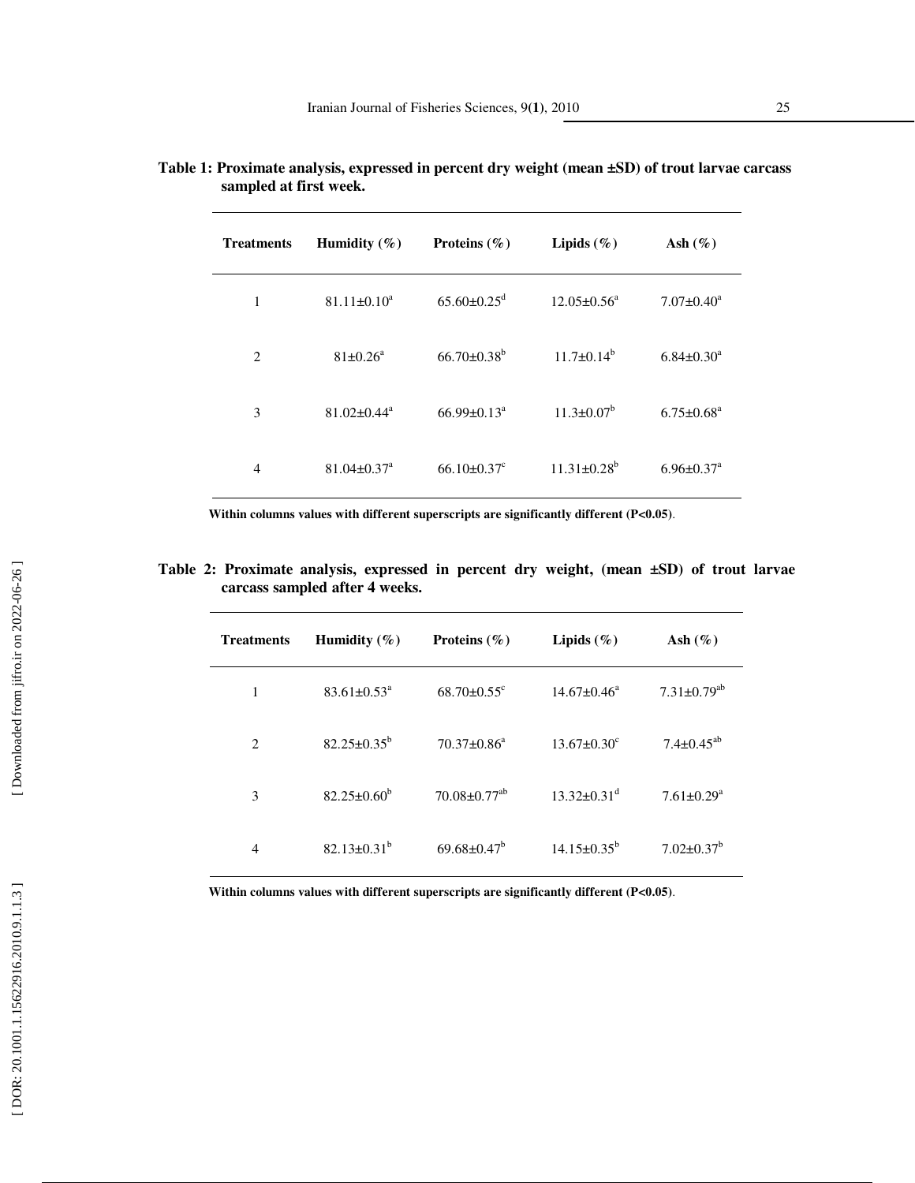**Table 1: Proximate analysis, expressed in percent dry weight (mean ±SD) of trout larvae carcass sampled at first week.**

| Treatments | Humidity (%) | Proteins (%) | Lipids (%) | Ash (%) |
|---|---|---|---|---|
| 1 | 81.11±0.10$^{a}$ | 65.60±0.25$^{d}$ | 12.05±0.56$^{a}$ | 7.07±0.40$^{a}$ |
| 2 | 81±0.26$^{a}$ | 66.70±0.38$^{b}$ | 11.7±0.14$^{b}$ | 6.84±0.30$^{a}$ |
| 3 | 81.02±0.44$^{a}$ | 66.99±0.13$^{a}$ | 11.3±0.07$^{b}$ | 6.75±0.68$^{a}$ |
| 4 | 81.04±0.37$^{a}$ | 66.10±0.37$^{c}$ | 11.31±0.28$^{b}$ | 6.96±0.37$^{a}$ |

**Within columns values with different superscripts are significantly different (P<0.05).**

**Table 2: Proximate analysis, expressed in percent dry weight, (mean ±SD) of trout larvae carcass sampled after 4 weeks.**

| Treatments | Humidity (%) | Proteins (%) | Lipids (%) | Ash (%) |
|---|---|---|---|---|
| 1 | 83.61±0.53$^{a}$ | 68.70±0.55$^{c}$ | 14.67±0.46$^{a}$ | 7.31±0.79$^{ab}$ |
| 2 | 82.25±0.35$^{b}$ | 70.37±0.86$^{a}$ | 13.67±0.30$^{c}$ | 7.4±0.45$^{ab}$ |
| 3 | 82.25±0.60$^{b}$ | 70.08±0.77$^{ab}$ | 13.32±0.31$^{d}$ | 7.61±0.29$^{a}$ |
| 4 | 82.13±0.31$^{b}$ | 69.68±0.47$^{b}$ | 14.15±0.35$^{b}$ | 7.02±0.37$^{b}$ |

**Within columns values with different superscripts are significantly different (P<0.05).**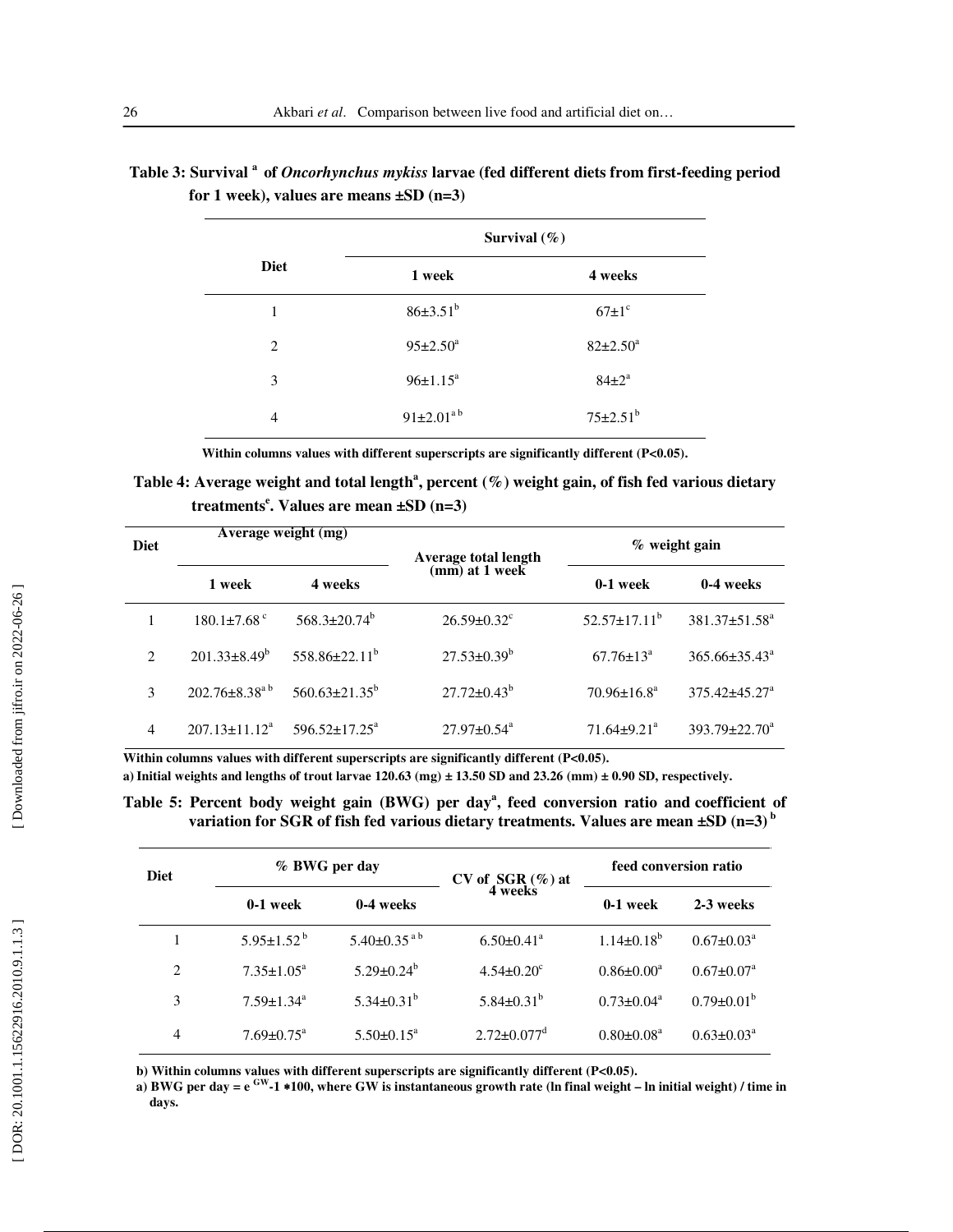**Table 3: Survival [a] of *Oncorhynchus mykiss* larvae (fed different diets from first-feeding period for 1 week), values are means ±SD (n=3)**

| Diet | Survival (%) | |
|---|---|---|
| | 1 week | 4 weeks |
| 1 | 86±3.51[b] | 67±1[c] |
| 2 | 95±2.50[a] | 82±2.50[a] |
| 3 | 96±1.15[a] | 84±2[a] |
| 4 | 91±2.01[a b] | 75±2.51[b] |

Within columns values with different superscripts are significantly different (P<0.05).

**Table 4: Average weight and total length[a], percent (%) weight gain, of fish fed various dietary treatments[e]. Values are mean ±SD (n=3)**

| Diet | Average weight (mg) | | Average total length (mm) at 1 week | % weight gain | |
|---|---|---|---|---|---|
| | 1 week | 4 weeks | | 0-1 week | 0-4 weeks |
| 1 | 180.1±7.68[c] | 568.3±20.74[b] | 26.59±0.32[c] | 52.57±17.11[b] | 381.37±51.58[a] |
| 2 | 201.33±8.49[b] | 558.86±22.11[b] | 27.53±0.39[b] | 67.76±13[a] | 365.66±35.43[a] |
| 3 | 202.76±8.38[a b] | 560.63±21.35[b] | 27.72±0.43[b] | 70.96±16.8[a] | 375.42±45.27[a] |
| 4 | 207.13±11.12[a] | 596.52±17.25[a] | 27.97±0.54[a] | 71.64±9.21[a] | 393.79±22.70[a] |

Within columns values with different superscripts are significantly different (P<0.05).

a) Initial weights and lengths of trout larvae 120.63 (mg) ± 13.50 SD and 23.26 (mm) ± 0.90 SD, respectively.

**Table 5: Percent body weight gain (BWG) per day[a], feed conversion ratio and coefficient of variation for SGR of fish fed various dietary treatments. Values are mean ±SD (n=3) [b]**

| Diet | % BWG per day | | CV of SGR (%) at 4 weeks | feed conversion ratio | |
|---|---|---|---|---|---|
| | 0-1 week | 0-4 weeks | | 0-1 week | 2-3 weeks |
| 1 | 5.95±1.52[b] | 5.40±0.35[a b] | 6.50±0.41[a] | 1.14±0.18[b] | 0.67±0.03[a] |
| 2 | 7.35±1.05[a] | 5.29±0.24[b] | 4.54±0.20[c] | 0.86±0.00[a] | 0.67±0.07[a] |
| 3 | 7.59±1.34[a] | 5.34±0.31[b] | 5.84±0.31[b] | 0.73±0.04[a] | 0.79±0.01[b] |
| 4 | 7.69±0.75[a] | 5.50±0.15[a] | 2.72±0.077[d] | 0.80±0.08[a] | 0.63±0.03[a] |

b) Within columns values with different superscripts are significantly different (P<0.05).

a) BWG per day = $e^{GW}$-1 ∗100, where GW is instantaneous growth rate (ln final weight – ln initial weight) / time in days.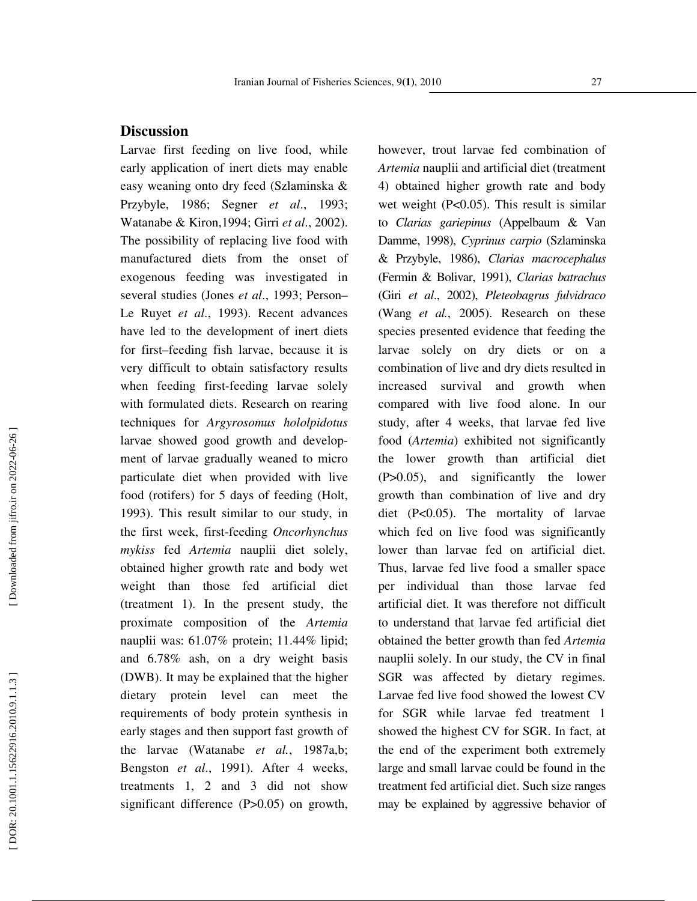## Discussion

Larvae first feeding on live food, while early application of inert diets may enable easy weaning onto dry feed (Szlaminska & Przybyle, 1986; Segner *et al*., 1993; Watanabe & Kiron,1994; Girri *et al*., 2002). The possibility of replacing live food with manufactured diets from the onset of exogenous feeding was investigated in several studies (Jones *et al*., 1993; Person–Le Ruyet *et al*., 1993). Recent advances have led to the development of inert diets for first–feeding fish larvae, because it is very difficult to obtain satisfactory results when feeding first-feeding larvae solely with formulated diets. Research on rearing techniques for *Argyrosomus hololpidotus* larvae showed good growth and development of larvae gradually weaned to micro particulate diet when provided with live food (rotifers) for 5 days of feeding (Holt, 1993). This result similar to our study, in the first week, first-feeding *Oncorhynchus mykiss* fed *Artemia* nauplii diet solely, obtained higher growth rate and body wet weight than those fed artificial diet (treatment 1). In the present study, the proximate composition of the *Artemia* nauplii was: 61.07% protein; 11.44% lipid; and 6.78% ash, on a dry weight basis (DWB). It may be explained that the higher dietary protein level can meet the requirements of body protein synthesis in early stages and then support fast growth of the larvae (Watanabe *et al.*, 1987a,b; Bengston *et al*., 1991). After 4 weeks, treatments 1, 2 and 3 did not show significant difference ($P>0.05$) on growth, however, trout larvae fed combination of *Artemia* nauplii and artificial diet (treatment 4) obtained higher growth rate and body wet weight ($P<0.05$). This result is similar to *Clarias gariepinus* (Appelbaum & Van Damme, 1998), *Cyprinus carpio* (Szlaminska & Przybyle, 1986), *Clarias macrocephalus* (Fermin & Bolivar, 1991), *Clarias batrachus* (Giri *et al*., 2002), *Pleteobagrus fulvidraco* (Wang *et al.*, 2005). Research on these species presented evidence that feeding the larvae solely on dry diets or on a combination of live and dry diets resulted in increased survival and growth when compared with live food alone. In our study, after 4 weeks, that larvae fed live food (*Artemia*) exhibited not significantly the lower growth than artificial diet ($P>0.05$), and significantly the lower growth than combination of live and dry diet ($P<0.05$). The mortality of larvae which fed on live food was significantly lower than larvae fed on artificial diet. Thus, larvae fed live food a smaller space per individual than those larvae fed artificial diet. It was therefore not difficult to understand that larvae fed artificial diet obtained the better growth than fed *Artemia* nauplii solely. In our study, the CV in final SGR was affected by dietary regimes. Larvae fed live food showed the lowest CV for SGR while larvae fed treatment 1 showed the highest CV for SGR. In fact, at the end of the experiment both extremely large and small larvae could be found in the treatment fed artificial diet. Such size ranges may be explained by aggressive behavior of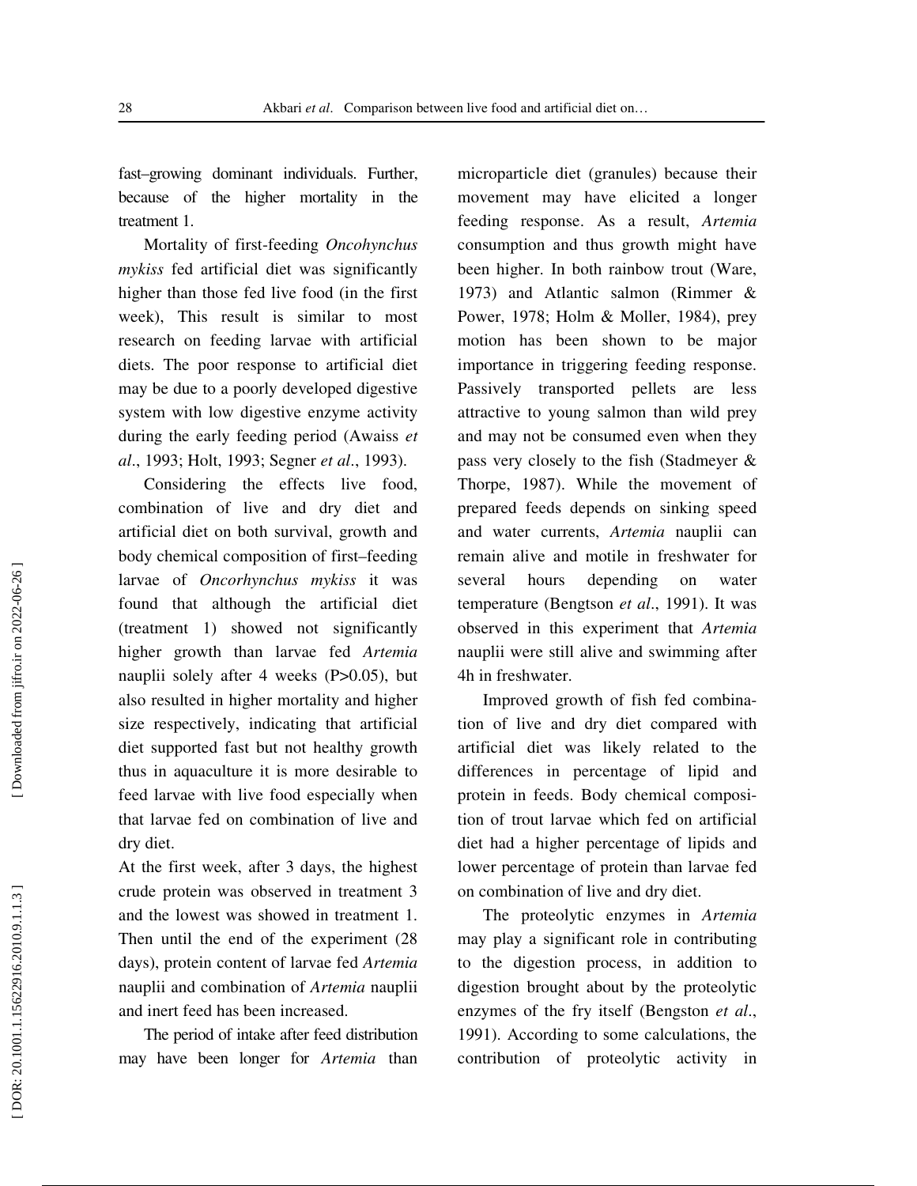fast–growing dominant individuals. Further, because of the higher mortality in the treatment 1.

Mortality of first-feeding *Oncohynchus mykiss* fed artificial diet was significantly higher than those fed live food (in the first week), This result is similar to most research on feeding larvae with artificial diets. The poor response to artificial diet may be due to a poorly developed digestive system with low digestive enzyme activity during the early feeding period (Awaiss *et al*., 1993; Holt, 1993; Segner *et al*., 1993).

Considering the effects live food, combination of live and dry diet and artificial diet on both survival, growth and body chemical composition of first–feeding larvae of *Oncorhynchus mykiss* it was found that although the artificial diet (treatment 1) showed not significantly higher growth than larvae fed *Artemia* nauplii solely after 4 weeks (P>0.05), but also resulted in higher mortality and higher size respectively, indicating that artificial diet supported fast but not healthy growth thus in aquaculture it is more desirable to feed larvae with live food especially when that larvae fed on combination of live and dry diet.

At the first week, after 3 days, the highest crude protein was observed in treatment 3 and the lowest was showed in treatment 1. Then until the end of the experiment (28 days), protein content of larvae fed *Artemia* nauplii and combination of *Artemia* nauplii and inert feed has been increased.

The period of intake after feed distribution may have been longer for *Artemia* than microparticle diet (granules) because their movement may have elicited a longer feeding response. As a result, *Artemia* consumption and thus growth might have been higher. In both rainbow trout (Ware, 1973) and Atlantic salmon (Rimmer & Power, 1978; Holm & Moller, 1984), prey motion has been shown to be major importance in triggering feeding response. Passively transported pellets are less attractive to young salmon than wild prey and may not be consumed even when they pass very closely to the fish (Stadmeyer & Thorpe, 1987). While the movement of prepared feeds depends on sinking speed and water currents, *Artemia* nauplii can remain alive and motile in freshwater for several hours depending on water temperature (Bengtson *et al*., 1991). It was observed in this experiment that *Artemia* nauplii were still alive and swimming after 4h in freshwater.

Improved growth of fish fed combination of live and dry diet compared with artificial diet was likely related to the differences in percentage of lipid and protein in feeds. Body chemical composition of trout larvae which fed on artificial diet had a higher percentage of lipids and lower percentage of protein than larvae fed on combination of live and dry diet.

The proteolytic enzymes in *Artemia* may play a significant role in contributing to the digestion process, in addition to digestion brought about by the proteolytic enzymes of the fry itself (Bengston *et al*., 1991). According to some calculations, the contribution of proteolytic activity in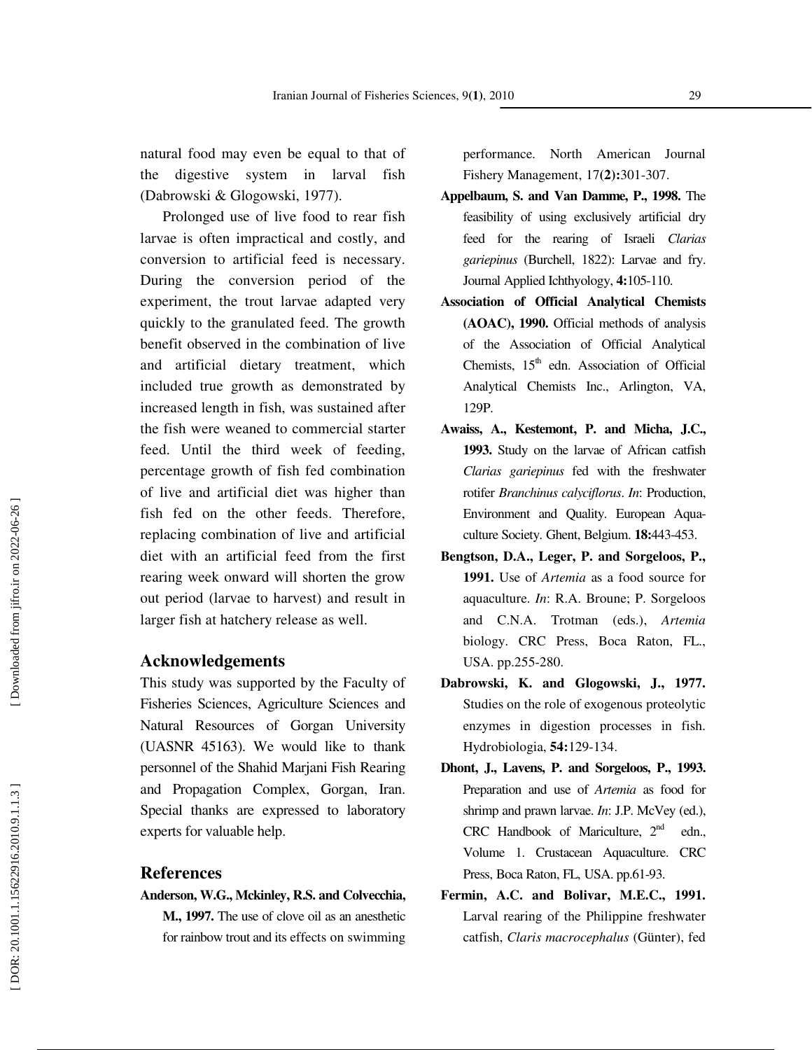natural food may even be equal to that of the digestive system in larval fish (Dabrowski & Glogowski, 1977).

Prolonged use of live food to rear fish larvae is often impractical and costly, and conversion to artificial feed is necessary. During the conversion period of the experiment, the trout larvae adapted very quickly to the granulated feed. The growth benefit observed in the combination of live and artificial dietary treatment, which included true growth as demonstrated by increased length in fish, was sustained after the fish were weaned to commercial starter feed. Until the third week of feeding, percentage growth of fish fed combination of live and artificial diet was higher than fish fed on the other feeds. Therefore, replacing combination of live and artificial diet with an artificial feed from the first rearing week onward will shorten the grow out period (larvae to harvest) and result in larger fish at hatchery release as well.

## Acknowledgements

This study was supported by the Faculty of Fisheries Sciences, Agriculture Sciences and Natural Resources of Gorgan University (UASNR 45163). We would like to thank personnel of the Shahid Marjani Fish Rearing and Propagation Complex, Gorgan, Iran. Special thanks are expressed to laboratory experts for valuable help.

## References

**Anderson, W.G., Mckinley, R.S. and Colvecchia, M., 1997.** The use of clove oil as an anesthetic for rainbow trout and its effects on swimming performance. North American Journal Fishery Management, 17**(2):**301-307.

**Appelbaum, S. and Van Damme, P., 1998.** The feasibility of using exclusively artificial dry feed for the rearing of Israeli *Clarias gariepinus* (Burchell, 1822): Larvae and fry. Journal Applied Ichthyology, **4:**105-110.

**Association of Official Analytical Chemists (AOAC), 1990.** Official methods of analysis of the Association of Official Analytical Chemists, 15th edn. Association of Official Analytical Chemists Inc., Arlington, VA, 129P.

**Awaiss, A., Kestemont, P. and Micha, J.C., 1993.** Study on the larvae of African catfish *Clarias gariepinus* fed with the freshwater rotifer *Branchinus calyciflorus*. *In*: Production, Environment and Quality. European Aquaculture Society. Ghent, Belgium. **18:**443-453.

**Bengtson, D.A., Leger, P. and Sorgeloos, P., 1991.** Use of *Artemia* as a food source for aquaculture. *In*: R.A. Broune; P. Sorgeloos and C.N.A. Trotman (eds.), *Artemia* biology. CRC Press, Boca Raton, FL., USA. pp.255-280.

**Dabrowski, K. and Glogowski, J., 1977.** Studies on the role of exogenous proteolytic enzymes in digestion processes in fish. Hydrobiologia, **54:**129-134.

**Dhont, J., Lavens, P. and Sorgeloos, P., 1993.** Preparation and use of *Artemia* as food for shrimp and prawn larvae. *In*: J.P. McVey (ed.), CRC Handbook of Mariculture, 2nd edn., Volume 1. Crustacean Aquaculture. CRC Press, Boca Raton, FL, USA. pp.61-93.

**Fermin, A.C. and Bolivar, M.E.C., 1991.** Larval rearing of the Philippine freshwater catfish, *Claris macrocephalus* (Günter), fed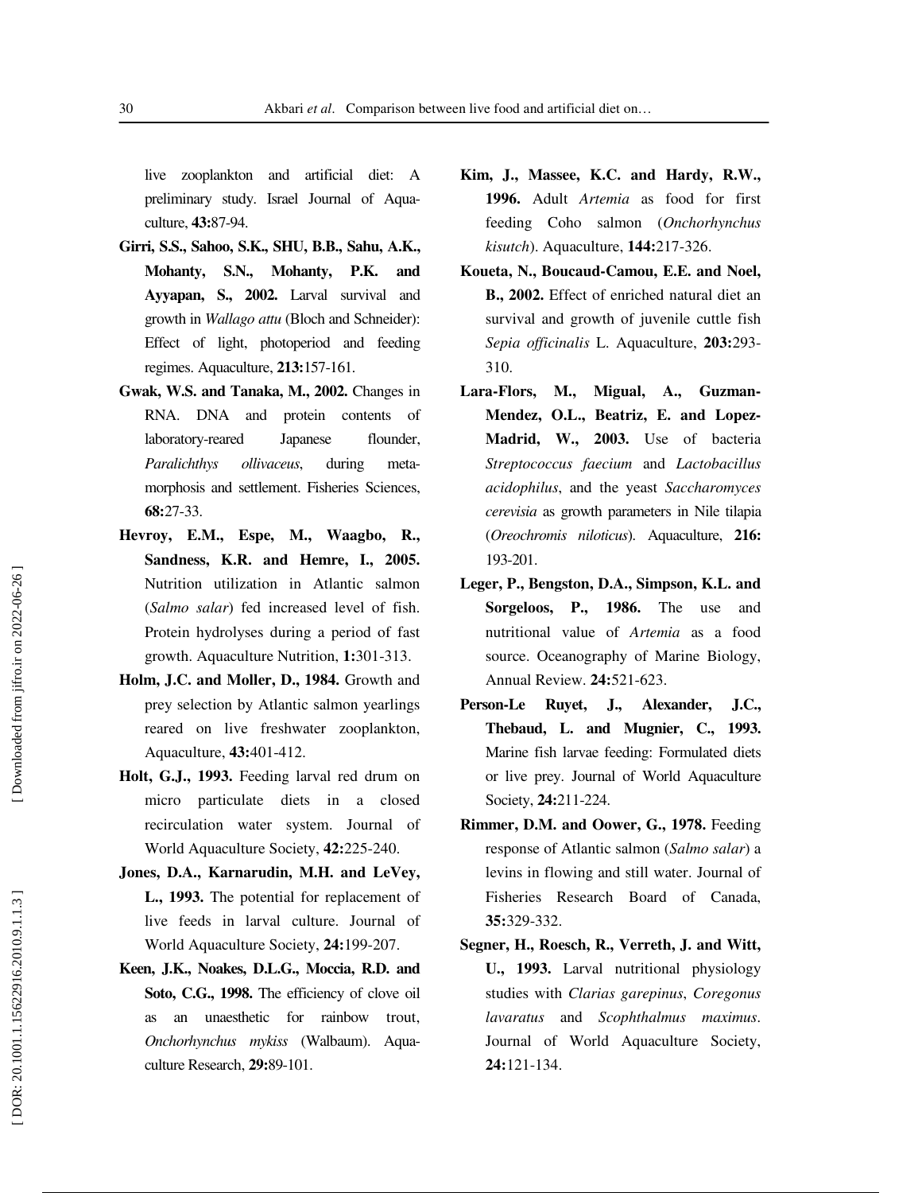live zooplankton and artificial diet: A preliminary study. Israel Journal of Aquaculture, **43:**87-94.

**Girri, S.S., Sahoo, S.K., SHU, B.B., Sahu, A.K., Mohanty, S.N., Mohanty, P.K. and Ayyapan, S., 2002.** Larval survival and growth in *Wallago attu* (Bloch and Schneider): Effect of light, photoperiod and feeding regimes. Aquaculture, **213:**157-161.

**Gwak, W.S. and Tanaka, M., 2002.** Changes in RNA. DNA and protein contents of laboratory-reared Japanese flounder, *Paralichthys ollivaceus*, during metamorphosis and settlement. Fisheries Sciences, **68:**27-33.

**Hevroy, E.M., Espe, M., Waagbo, R., Sandness, K.R. and Hemre, I., 2005.** Nutrition utilization in Atlantic salmon (*Salmo salar*) fed increased level of fish. Protein hydrolyses during a period of fast growth. Aquaculture Nutrition, **1:**301-313.

**Holm, J.C. and Moller, D., 1984.** Growth and prey selection by Atlantic salmon yearlings reared on live freshwater zooplankton, Aquaculture, **43:**401-412.

**Holt, G.J., 1993.** Feeding larval red drum on micro particulate diets in a closed recirculation water system. Journal of World Aquaculture Society, **42:**225-240.

**Jones, D.A., Karnarudin, M.H. and LeVey, L., 1993.** The potential for replacement of live feeds in larval culture. Journal of World Aquaculture Society, **24:**199-207.

**Keen, J.K., Noakes, D.L.G., Moccia, R.D. and Soto, C.G., 1998.** The efficiency of clove oil as an unaesthetic for rainbow trout, *Onchorhynchus mykiss* (Walbaum). Aquaculture Research, **29:**89-101.

**Kim, J., Massee, K.C. and Hardy, R.W., 1996.** Adult *Artemia* as food for first feeding Coho salmon (*Onchorhynchus kisutch*). Aquaculture, **144:**217-326.

**Koueta, N., Boucaud-Camou, E.E. and Noel, B., 2002.** Effect of enriched natural diet an survival and growth of juvenile cuttle fish *Sepia officinalis* L. Aquaculture, **203:**293-310.

**Lara-Flors, M., Migual, A., Guzman-Mendez, O.L., Beatriz, E. and Lopez-Madrid, W., 2003.** Use of bacteria *Streptococcus faecium* and *Lactobacillus acidophilus*, and the yeast *Saccharomyces cerevisia* as growth parameters in Nile tilapia (*Oreochromis niloticus*). Aquaculture, **216:** 193-201.

**Leger, P., Bengston, D.A., Simpson, K.L. and Sorgeloos, P., 1986.** The use and nutritional value of *Artemia* as a food source. Oceanography of Marine Biology, Annual Review. **24:**521-623.

**Person-Le Ruyet, J., Alexander, J.C., Thebaud, L. and Mugnier, C., 1993.** Marine fish larvae feeding: Formulated diets or live prey. Journal of World Aquaculture Society, **24:**211-224.

**Rimmer, D.M. and Oower, G., 1978.** Feeding response of Atlantic salmon (*Salmo salar*) a levins in flowing and still water. Journal of Fisheries Research Board of Canada, **35:**329-332.

**Segner, H., Roesch, R., Verreth, J. and Witt, U., 1993.** Larval nutritional physiology studies with *Clarias garepinus*, *Coregonus lavaratus* and *Scophthalmus maximus*. Journal of World Aquaculture Society, **24:**121-134.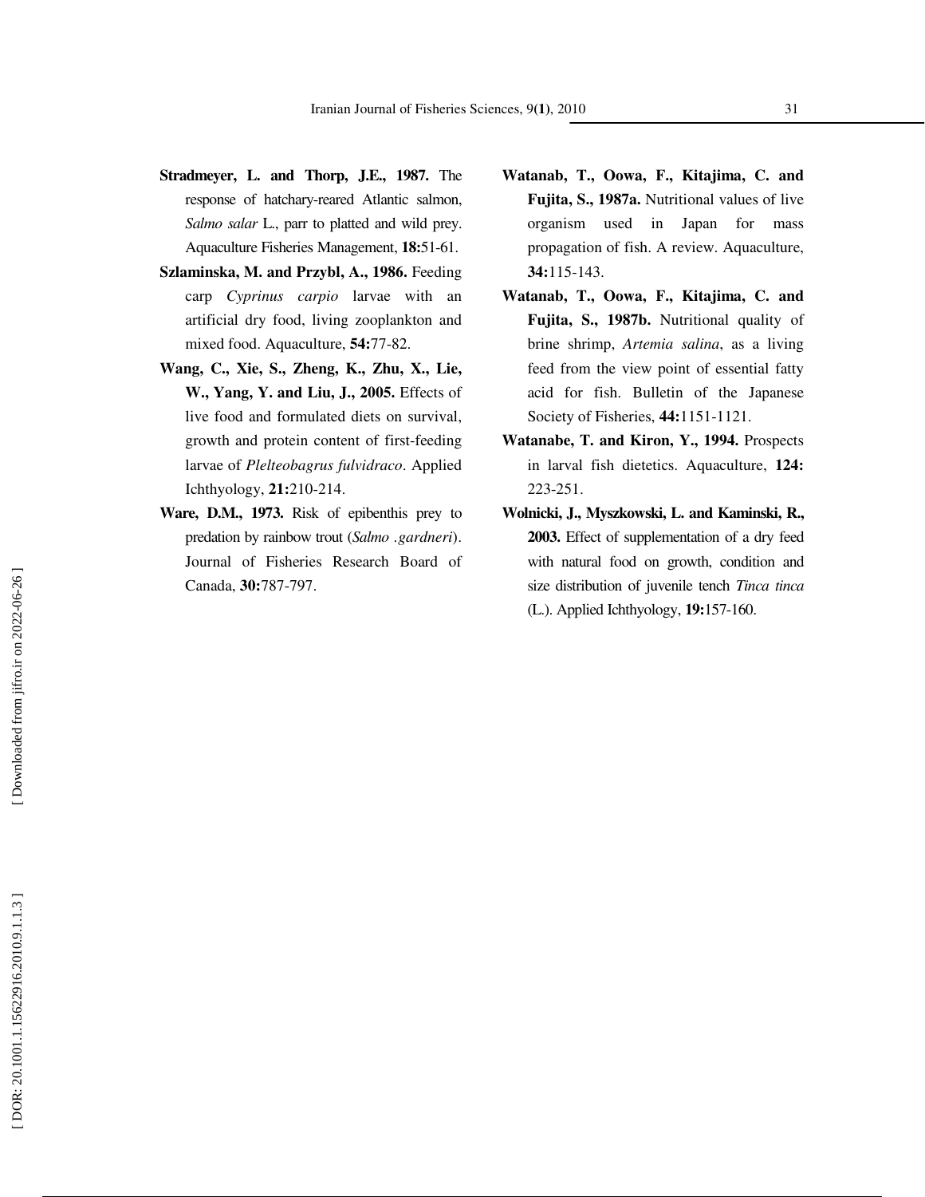**Stradmeyer, L. and Thorp, J.E., 1987.** The response of hatchary-reared Atlantic salmon, *Salmo salar* L., parr to platted and wild prey. Aquaculture Fisheries Management, **18:**51-61.

**Szlaminska, M. and Przybl, A., 1986.** Feeding carp *Cyprinus carpio* larvae with an artificial dry food, living zooplankton and mixed food. Aquaculture, **54:**77-82.

**Wang, C., Xie, S., Zheng, K., Zhu, X., Lie, W., Yang, Y. and Liu, J., 2005.** Effects of live food and formulated diets on survival, growth and protein content of first-feeding larvae of *Plelteobagrus fulvidraco*. Applied Ichthyology, **21:**210-214.

**Ware, D.M., 1973.** Risk of epibenthis prey to predation by rainbow trout (*Salmo .gardneri*). Journal of Fisheries Research Board of Canada, **30:**787-797.

**Watanab, T., Oowa, F., Kitajima, C. and Fujita, S., 1987a.** Nutritional values of live organism used in Japan for mass propagation of fish. A review. Aquaculture, **34:**115-143.

**Watanab, T., Oowa, F., Kitajima, C. and Fujita, S., 1987b.** Nutritional quality of brine shrimp, *Artemia salina*, as a living feed from the view point of essential fatty acid for fish. Bulletin of the Japanese Society of Fisheries, **44:**1151-1121.

**Watanabe, T. and Kiron, Y., 1994.** Prospects in larval fish dietetics. Aquaculture, **124:** 223-251.

**Wolnicki, J., Myszkowski, L. and Kaminski, R., 2003.** Effect of supplementation of a dry feed with natural food on growth, condition and size distribution of juvenile tench *Tinca tinca* (L.). Applied Ichthyology, **19:**157-160.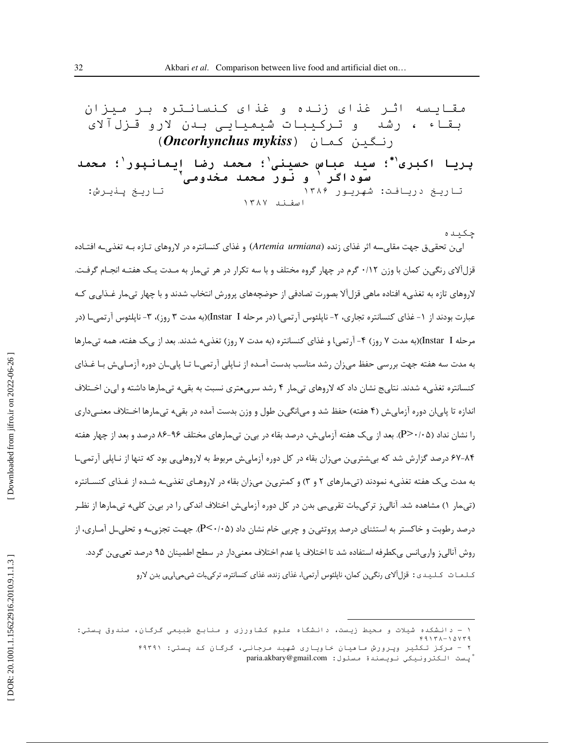# مقایسه اثر غذای زنده و غذای کنسانتره بر میزان بقاء ، رشد و ترکیبات شیمیایی بدن لارو قزل آلای رنگین کمان (*Oncorhynchus mykiss*)

**پریا اکبری[1*]؛ سید عباس حسینی[1]؛ محمد رضا ایمانپور[1]؛ محمد سوداگر[1] و نور محمد مخدومی[2]**

تاریخ دریافت: شهریور ۱۳۸۶ تاریخ پذیرش: اسفند ۱۳۸۷

## چکیده

این تحقیق جهت مقایسه اثر غذای زنده (*Artemia urmiana*) و غذای کنسانتره در لاروهای تازه به تغذیه افتاده قزل‌آلای رنگین کمان با وزن ۰/۱۲ گرم در چهار گروه مختلف و با سه تکرار در هر تیمار به مدت یک هفته انجام گرفت. لاروهای تازه به تغذیه افتاده ماهی قزل‌آلا بصورت تصادفی از حوضچه‌های پرورش انتخاب شدند و با چهار تیمار غذایی که عبارت بودند از ۱- غذای کنسانتره تجاری، ۲- ناپلئوس آرتمیا (در مرحله Instar I)(به مدت ۳ روز)، ۳- ناپلئوس آرتمیا (در مرحله Instar I)(به مدت ۷ روز) ۴- آرتمیا و غذای کنسانتره (به مدت ۷ روز) تغذیه شدند. بعد از یک هفته، همه تیمارها به مدت سه هفته جهت بررسی حفظ میزان رشد مناسب بدست آمده از ناپلی آرتمیا تا پایان دوره آزمایش با غذای کنسانتره تغذیه شدند. نتایج نشان داد که لاروهای تیمار ۴ رشد سریعتری نسبت به بقیه تیمارها داشته و این اختلاف اندازه تا پایان دوره آزمایش (۴ هفته) حفظ شد و میانگین طول و وزن بدست آمده در بقیه تیمارها اختلاف معنی‌داری را نشان نداد ($P>0.05$). بعد از یک هفته آزمایش، درصد بقاء در بین تیمارهای مختلف ۹۶-۸۶ درصد و بعد از چهار هفته ۸۴-۶۷ درصد گزارش شد که بیشترین میزان بقاء در کل دوره آزمایش مربوط به لاروهایی بود که تنها از ناپلی آرتمیا به مدت یک هفته تغذیه نمودند (تیمارهای ۲ و ۳) و کمترین میزان بقاء در لاروهای تغذیه شده از غذای کنسانتره (تیمار ۱) مشاهده شد. آنالیز ترکیبات تقریبی بدن در کل دوره آزمایش اختلاف اندکی را در بین کلیه تیمارها از نظر درصد رطوبت و خاکستر به استثنای درصد پروتئین و چربی خام نشان داد ($P<0.05$). جهت تجزیه و تحلیل آماری، از روش آنالیز واریانس یکطرفه استفاده شد تا اختلاف یا عدم اختلاف معنی‌دار در سطح اطمینان ۹۵ درصد تعیین گردد.

**کلمات کلیدی:** قزل‌آلای رنگین کمان، ناپلئوس آرتمیا، غذای زنده، غذای کنسانتره، ترکیبات شیمیایی بدن لارو

---

۱ - دانشکده شیلات و محیط زیست، دانشگاه علوم کشاورزی و منابع طبیعی گرگان، صندوق پستی: ۱۵۷۳۹-۴۹۱۳۸

۲ - مرکز تکثیر وپرورش ماهیان خاویاری شهید مرجانی، گرگان کد پستی: ۴۹۳۹۱

*پست الکترونیکی نویسندهٔ مسئول: paria.akbary@gmail.com